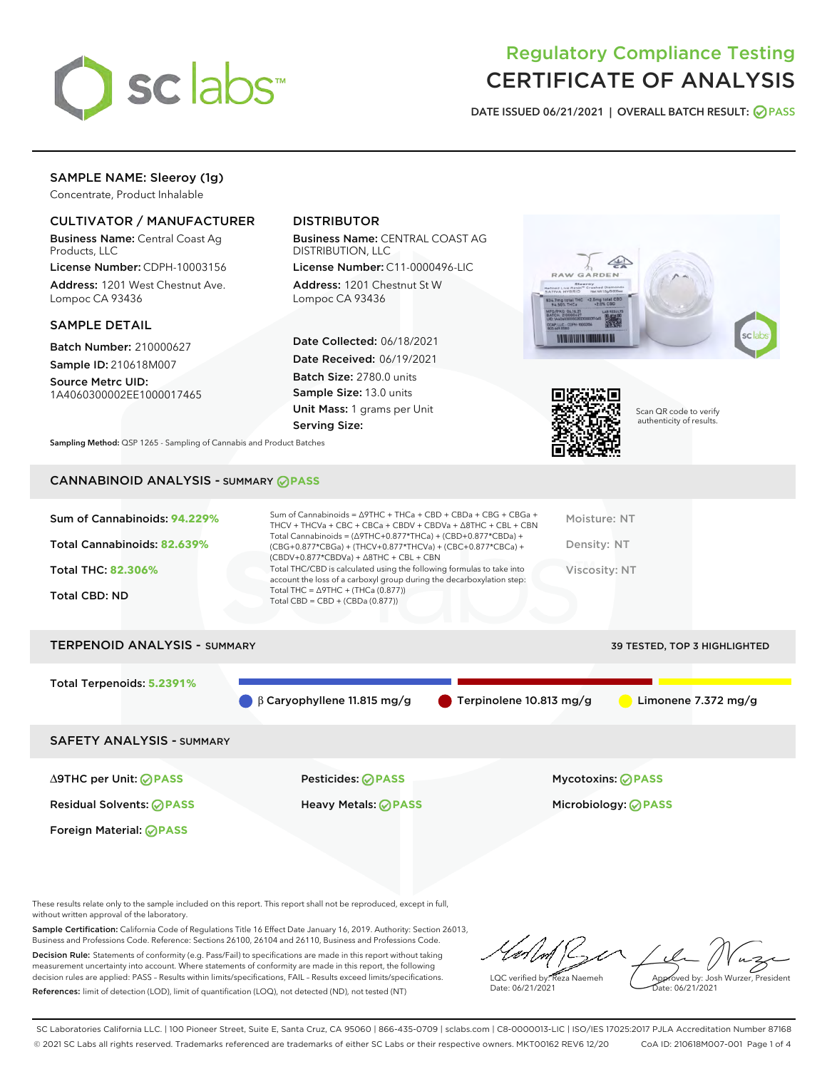# Regulatory Compliance Testing
# CERTIFICATE OF ANALYSIS

DATE ISSUED 06/21/2021 | OVERALL BATCH RESULT: PASS

## SAMPLE NAME: Sleeroy (1g)

Concentrate, Product Inhalable

### CULTIVATOR / MANUFACTURER

**Business Name:** Central Coast Ag Products, LLC

**License Number:** CDPH-10003156

**Address:** 1201 West Chestnut Ave. Lompoc CA 93436

### DISTRIBUTOR

**Business Name:** CENTRAL COAST AG DISTRIBUTION, LLC

**License Number:** C11-0000496-LIC

**Address:** 1201 Chestnut St W Lompoc CA 93436

### SAMPLE DETAIL

**Batch Number:** 210000627

**Sample ID:** 210618M007

**Source Metrc UID:** 1A4060300002EE1000017465

**Date Collected:** 06/18/2021

**Date Received:** 06/19/2021

**Batch Size:** 2780.0 units

**Sample Size:** 13.0 units

**Unit Mass:** 1 grams per Unit

**Serving Size:**

Scan QR code to verify authenticity of results.

**Sampling Method:** QSP 1265 - Sampling of Cannabis and Product Batches

## CANNABINOID ANALYSIS - SUMMARY PASS

**Sum of Cannabinoids:** 94.229%

**Total Cannabinoids:** 82.639%

**Total THC:** 82.306%

**Total CBD:** ND

Sum of Cannabinoids = Δ9THC + THCa + CBD + CBDa + CBG + CBGa + THCV + THCVa + CBC + CBCa + CBDV + CBDVa + Δ8THC + CBL + CBN

Total Cannabinoids = (Δ9THC+0.877*THCa) + (CBD+0.877*CBDa) + (CBG+0.877*CBGa) + (THCV+0.877*THCVa) + (CBC+0.877*CBCa) + (CBDV+0.877*CBDVa) + Δ8THC + CBL + CBN

Total THC/CBD is calculated using the following formulas to take into account the loss of a carboxyl group during the decarboxylation step:

Total THC = Δ9THC + (THCa (0.877))

Total CBD = CBD + (CBDa (0.877))

Moisture: NT

Density: NT

Viscosity: NT

## TERPENOID ANALYSIS - SUMMARY

39 TESTED, TOP 3 HIGHLIGHTED

**Total Terpenoids:** 5.2391%

β Caryophyllene 11.815 mg/g | Terpinolene 10.813 mg/g | Limonene 7.372 mg/g

## SAFETY ANALYSIS - SUMMARY

| | | |
|---|---|---|
| Δ9THC per Unit: PASS | Pesticides: PASS | Mycotoxins: PASS |
| Residual Solvents: PASS | Heavy Metals: PASS | Microbiology: PASS |
| Foreign Material: PASS | | |

These results relate only to the sample included on this report. This report shall not be reproduced, except in full, without written approval of the laboratory.

**Sample Certification:** California Code of Regulations Title 16 Effect Date January 16, 2019. Authority: Section 26013, Business and Professions Code. Reference: Sections 26100, 26104 and 26110, Business and Professions Code.

**Decision Rule:** Statements of conformity (e.g. Pass/Fail) to specifications are made in this report without taking measurement uncertainty into account. Where statements of conformity are made in this report, the following decision rules are applied: PASS – Results within limits/specifications, FAIL – Results exceed limits/specifications.

**References:** limit of detection (LOD), limit of quantification (LOQ), not detected (ND), not tested (NT)

LQC verified by: Reza Naemeh
Date: 06/21/2021

Approved by: Josh Wurzer, President
Date: 06/21/2021

SC Laboratories California LLC. | 100 Pioneer Street, Suite E, Santa Cruz, CA 95060 | 866-435-0709 | sclabs.com | C8-0000013-LIC | ISO/IES 17025:2017 PJLA Accreditation Number 87168
© 2021 SC Labs all rights reserved. Trademarks referenced are trademarks of either SC Labs or their respective owners. MKT00162 REV6 12/20 CoA ID: 210618M007-001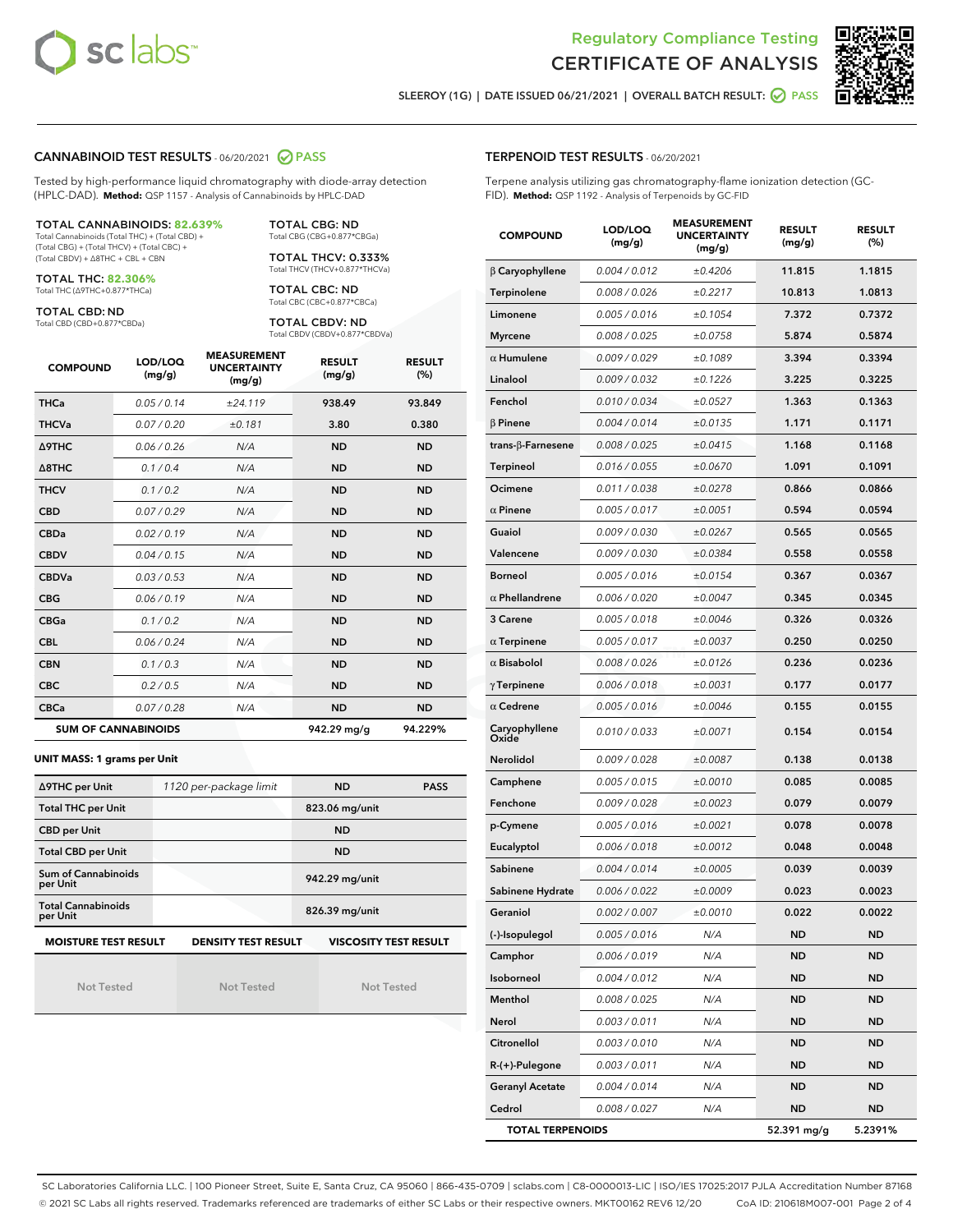Regulatory Compliance Testing
# CERTIFICATE OF ANALYSIS

SLEEROY (1G) | DATE ISSUED 06/21/2021 | OVERALL BATCH RESULT: PASS

## CANNABINOID TEST RESULTS - 06/20/2021 PASS

Tested by high-performance liquid chromatography with diode-array detection (HPLC-DAD). **Method:** QSP 1157 - Analysis of Cannabinoids by HPLC-DAD

**TOTAL CANNABINOIDS: 82.639%**
Total Cannabinoids (Total THC) + (Total CBD) + (Total CBG) + (Total THCV) + (Total CBC) + (Total CBDV) + Δ8THC + CBL + CBN

**TOTAL THC: 82.306%**
Total THC (Δ9THC+0.877*THCa)

**TOTAL CBD: ND**
Total CBD (CBD+0.877*CBDa)

**TOTAL CBG: ND**
Total CBG (CBG+0.877*CBGa)

**TOTAL THCV: 0.333%**
Total THCV (THCV+0.877*THCVa)

**TOTAL CBC: ND**
Total CBC (CBC+0.877*CBCa)

**TOTAL CBDV: ND**
Total CBDV (CBDV+0.877*CBDVa)

| COMPOUND | LOD/LOQ (mg/g) | MEASUREMENT UNCERTAINTY (mg/g) | RESULT (mg/g) | RESULT (%) |
|---|---|---|---|---|
| THCa | 0.05 / 0.14 | ±24.119 | 938.49 | 93.849 |
| THCVa | 0.07 / 0.20 | ±0.181 | 3.80 | 0.380 |
| Δ9THC | 0.06 / 0.26 | N/A | ND | ND |
| Δ8THC | 0.1 / 0.4 | N/A | ND | ND |
| THCV | 0.1 / 0.2 | N/A | ND | ND |
| CBD | 0.07 / 0.29 | N/A | ND | ND |
| CBDa | 0.02 / 0.19 | N/A | ND | ND |
| CBDV | 0.04 / 0.15 | N/A | ND | ND |
| CBDVa | 0.03 / 0.53 | N/A | ND | ND |
| CBG | 0.06 / 0.19 | N/A | ND | ND |
| CBGa | 0.1 / 0.2 | N/A | ND | ND |
| CBL | 0.06 / 0.24 | N/A | ND | ND |
| CBN | 0.1 / 0.3 | N/A | ND | ND |
| CBC | 0.2 / 0.5 | N/A | ND | ND |
| CBCa | 0.07 / 0.28 | N/A | ND | ND |
| **SUM OF CANNABINOIDS** | | | **942.29 mg/g** | **94.229%** |

**UNIT MASS: 1 grams per Unit**

| | | | |
|---|---|---|---|
| Δ9THC per Unit | 1120 per-package limit | ND | PASS |
| Total THC per Unit | | 823.06 mg/unit | |
| CBD per Unit | | ND | |
| Total CBD per Unit | | ND | |
| Sum of Cannabinoids per Unit | | 942.29 mg/unit | |
| Total Cannabinoids per Unit | | 826.39 mg/unit | |

| MOISTURE TEST RESULT | DENSITY TEST RESULT | VISCOSITY TEST RESULT |
|---|---|---|
| Not Tested | Not Tested | Not Tested |

## TERPENOID TEST RESULTS - 06/20/2021

Terpene analysis utilizing gas chromatography-flame ionization detection (GC-FID). **Method:** QSP 1192 - Analysis of Terpenoids by GC-FID

| COMPOUND | LOD/LOQ (mg/g) | MEASUREMENT UNCERTAINTY (mg/g) | RESULT (mg/g) | RESULT (%) |
|---|---|---|---|---|
| β Caryophyllene | 0.004 / 0.012 | ±0.4206 | 11.815 | 1.1815 |
| Terpinolene | 0.008 / 0.026 | ±0.2217 | 10.813 | 1.0813 |
| Limonene | 0.005 / 0.016 | ±0.1054 | 7.372 | 0.7372 |
| Myrcene | 0.008 / 0.025 | ±0.0758 | 5.874 | 0.5874 |
| α Humulene | 0.009 / 0.029 | ±0.1089 | 3.394 | 0.3394 |
| Linalool | 0.009 / 0.032 | ±0.1226 | 3.225 | 0.3225 |
| Fenchol | 0.010 / 0.034 | ±0.0527 | 1.363 | 0.1363 |
| β Pinene | 0.004 / 0.014 | ±0.0135 | 1.171 | 0.1171 |
| trans-β-Farnesene | 0.008 / 0.025 | ±0.0415 | 1.168 | 0.1168 |
| Terpineol | 0.016 / 0.055 | ±0.0670 | 1.091 | 0.1091 |
| Ocimene | 0.011 / 0.038 | ±0.0278 | 0.866 | 0.0866 |
| α Pinene | 0.005 / 0.017 | ±0.0051 | 0.594 | 0.0594 |
| Guaiol | 0.009 / 0.030 | ±0.0267 | 0.565 | 0.0565 |
| Valencene | 0.009 / 0.030 | ±0.0384 | 0.558 | 0.0558 |
| Borneol | 0.005 / 0.016 | ±0.0154 | 0.367 | 0.0367 |
| α Phellandrene | 0.006 / 0.020 | ±0.0047 | 0.345 | 0.0345 |
| 3 Carene | 0.005 / 0.018 | ±0.0046 | 0.326 | 0.0326 |
| α Terpinene | 0.005 / 0.017 | ±0.0037 | 0.250 | 0.0250 |
| α Bisabolol | 0.008 / 0.026 | ±0.0126 | 0.236 | 0.0236 |
| γ Terpinene | 0.006 / 0.018 | ±0.0031 | 0.177 | 0.0177 |
| α Cedrene | 0.005 / 0.016 | ±0.0046 | 0.155 | 0.0155 |
| Caryophyllene Oxide | 0.010 / 0.033 | ±0.0071 | 0.154 | 0.0154 |
| Nerolidol | 0.009 / 0.028 | ±0.0087 | 0.138 | 0.0138 |
| Camphene | 0.005 / 0.015 | ±0.0010 | 0.085 | 0.0085 |
| Fenchone | 0.009 / 0.028 | ±0.0023 | 0.079 | 0.0079 |
| p-Cymene | 0.005 / 0.016 | ±0.0021 | 0.078 | 0.0078 |
| Eucalyptol | 0.006 / 0.018 | ±0.0012 | 0.048 | 0.0048 |
| Sabinene | 0.004 / 0.014 | ±0.0005 | 0.039 | 0.0039 |
| Sabinene Hydrate | 0.006 / 0.022 | ±0.0009 | 0.023 | 0.0023 |
| Geraniol | 0.002 / 0.007 | ±0.0010 | 0.022 | 0.0022 |
| (-)-Isopulegol | 0.005 / 0.016 | N/A | ND | ND |
| Camphor | 0.006 / 0.019 | N/A | ND | ND |
| Isoborneol | 0.004 / 0.012 | N/A | ND | ND |
| Menthol | 0.008 / 0.025 | N/A | ND | ND |
| Nerol | 0.003 / 0.011 | N/A | ND | ND |
| Citronellol | 0.003 / 0.010 | N/A | ND | ND |
| R-(+)-Pulegone | 0.003 / 0.011 | N/A | ND | ND |
| Geranyl Acetate | 0.004 / 0.014 | N/A | ND | ND |
| Cedrol | 0.008 / 0.027 | N/A | ND | ND |
| **TOTAL TERPENOIDS** | | | **52.391 mg/g** | **5.2391%** |

SC Laboratories California LLC. | 100 Pioneer Street, Suite E, Santa Cruz, CA 95060 | 866-435-0709 | sclabs.com | C8-0000013-LIC | ISO/IES 17025:2017 PJLA Accreditation Number 87168
© 2021 SC Labs all rights reserved. Trademarks referenced are trademarks of either SC Labs or their respective owners. MKT00162 REV6 12/20 CoA ID: 210618M007-001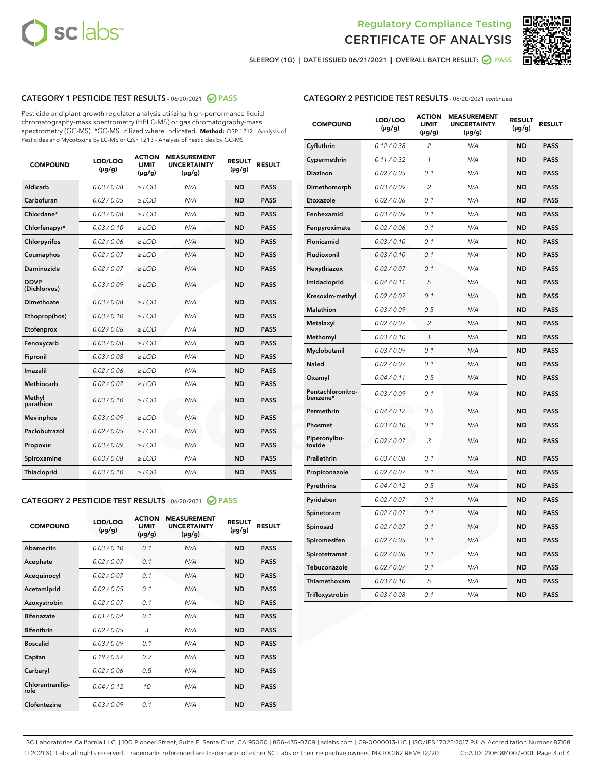# Regulatory Compliance Testing
# CERTIFICATE OF ANALYSIS

SLEEROY (1G) | DATE ISSUED 06/21/2021 | OVERALL BATCH RESULT: PASS

## CATEGORY 1 PESTICIDE TEST RESULTS - 06/20/2021 PASS

Pesticide and plant growth regulator analysis utilizing high-performance liquid chromatography-mass spectrometry (HPLC-MS) or gas chromatography-mass spectrometry (GC-MS). *GC-MS utilized where indicated. **Method:** QSP 1212 - Analysis of Pesticides and Mycotoxins by LC-MS or QSP 1213 - Analysis of Pesticides by GC-MS

| COMPOUND | LOD/LOQ (μg/g) | ACTION LIMIT (μg/g) | MEASUREMENT UNCERTAINTY (μg/g) | RESULT (μg/g) | RESULT |
|---|---|---|---|---|---|
| Aldicarb | 0.03 / 0.08 | ≥ LOD | N/A | ND | PASS |
| Carbofuran | 0.02 / 0.05 | ≥ LOD | N/A | ND | PASS |
| Chlordane* | 0.03 / 0.08 | ≥ LOD | N/A | ND | PASS |
| Chlorfenapyr* | 0.03 / 0.10 | ≥ LOD | N/A | ND | PASS |
| Chlorpyrifos | 0.02 / 0.06 | ≥ LOD | N/A | ND | PASS |
| Coumaphos | 0.02 / 0.07 | ≥ LOD | N/A | ND | PASS |
| Daminozide | 0.02 / 0.07 | ≥ LOD | N/A | ND | PASS |
| DDVP (Dichlorvos) | 0.03 / 0.09 | ≥ LOD | N/A | ND | PASS |
| Dimethoate | 0.03 / 0.08 | ≥ LOD | N/A | ND | PASS |
| Ethoprop(hos) | 0.03 / 0.10 | ≥ LOD | N/A | ND | PASS |
| Etofenprox | 0.02 / 0.06 | ≥ LOD | N/A | ND | PASS |
| Fenoxycarb | 0.03 / 0.08 | ≥ LOD | N/A | ND | PASS |
| Fipronil | 0.03 / 0.08 | ≥ LOD | N/A | ND | PASS |
| Imazalil | 0.02 / 0.06 | ≥ LOD | N/A | ND | PASS |
| Methiocarb | 0.02 / 0.07 | ≥ LOD | N/A | ND | PASS |
| Methyl parathion | 0.03 / 0.10 | ≥ LOD | N/A | ND | PASS |
| Mevinphos | 0.03 / 0.09 | ≥ LOD | N/A | ND | PASS |
| Paclobutrazol | 0.02 / 0.05 | ≥ LOD | N/A | ND | PASS |
| Propoxur | 0.03 / 0.09 | ≥ LOD | N/A | ND | PASS |
| Spiroxamine | 0.03 / 0.08 | ≥ LOD | N/A | ND | PASS |
| Thiacloprid | 0.03 / 0.10 | ≥ LOD | N/A | ND | PASS |

## CATEGORY 2 PESTICIDE TEST RESULTS - 06/20/2021 PASS

| COMPOUND | LOD/LOQ (μg/g) | ACTION LIMIT (μg/g) | MEASUREMENT UNCERTAINTY (μg/g) | RESULT (μg/g) | RESULT |
|---|---|---|---|---|---|
| Abamectin | 0.03 / 0.10 | 0.1 | N/A | ND | PASS |
| Acephate | 0.02 / 0.07 | 0.1 | N/A | ND | PASS |
| Acequinocyl | 0.02 / 0.07 | 0.1 | N/A | ND | PASS |
| Acetamiprid | 0.02 / 0.05 | 0.1 | N/A | ND | PASS |
| Azoxystrobin | 0.02 / 0.07 | 0.1 | N/A | ND | PASS |
| Bifenazate | 0.01 / 0.04 | 0.1 | N/A | ND | PASS |
| Bifenthrin | 0.02 / 0.05 | 3 | N/A | ND | PASS |
| Boscalid | 0.03 / 0.09 | 0.1 | N/A | ND | PASS |
| Captan | 0.19 / 0.57 | 0.7 | N/A | ND | PASS |
| Carbaryl | 0.02 / 0.06 | 0.5 | N/A | ND | PASS |
| Chlorantraniliprole | 0.04 / 0.12 | 10 | N/A | ND | PASS |
| Clofentezine | 0.03 / 0.09 | 0.1 | N/A | ND | PASS |
| Cyfluthrin | 0.12 / 0.38 | 2 | N/A | ND | PASS |
| Cypermethrin | 0.11 / 0.32 | 1 | N/A | ND | PASS |
| Diazinon | 0.02 / 0.05 | 0.1 | N/A | ND | PASS |
| Dimethomorph | 0.03 / 0.09 | 2 | N/A | ND | PASS |
| Etoxazole | 0.02 / 0.06 | 0.1 | N/A | ND | PASS |
| Fenhexamid | 0.03 / 0.09 | 0.1 | N/A | ND | PASS |
| Fenpyroximate | 0.02 / 0.06 | 0.1 | N/A | ND | PASS |
| Flonicamid | 0.03 / 0.10 | 0.1 | N/A | ND | PASS |
| Fludioxonil | 0.03 / 0.10 | 0.1 | N/A | ND | PASS |
| Hexythiazox | 0.02 / 0.07 | 0.1 | N/A | ND | PASS |
| Imidacloprid | 0.04 / 0.11 | 5 | N/A | ND | PASS |
| Kresoxim-methyl | 0.02 / 0.07 | 0.1 | N/A | ND | PASS |
| Malathion | 0.03 / 0.09 | 0.5 | N/A | ND | PASS |
| Metalaxyl | 0.02 / 0.07 | 2 | N/A | ND | PASS |
| Methomyl | 0.03 / 0.10 | 1 | N/A | ND | PASS |
| Myclobutanil | 0.03 / 0.09 | 0.1 | N/A | ND | PASS |
| Naled | 0.02 / 0.07 | 0.1 | N/A | ND | PASS |
| Oxamyl | 0.04 / 0.11 | 0.5 | N/A | ND | PASS |
| Pentachloronitrobenzene* | 0.03 / 0.09 | 0.1 | N/A | ND | PASS |
| Permethrin | 0.04 / 0.12 | 0.5 | N/A | ND | PASS |
| Phosmet | 0.03 / 0.10 | 0.1 | N/A | ND | PASS |
| Piperonylbutoxide | 0.02 / 0.07 | 3 | N/A | ND | PASS |
| Prallethrin | 0.03 / 0.08 | 0.1 | N/A | ND | PASS |
| Propiconazole | 0.02 / 0.07 | 0.1 | N/A | ND | PASS |
| Pyrethrins | 0.04 / 0.12 | 0.5 | N/A | ND | PASS |
| Pyridaben | 0.02 / 0.07 | 0.1 | N/A | ND | PASS |
| Spinetoram | 0.02 / 0.07 | 0.1 | N/A | ND | PASS |
| Spinosad | 0.02 / 0.07 | 0.1 | N/A | ND | PASS |
| Spiromesifen | 0.02 / 0.05 | 0.1 | N/A | ND | PASS |
| Spirotetramat | 0.02 / 0.06 | 0.1 | N/A | ND | PASS |
| Tebuconazole | 0.02 / 0.07 | 0.1 | N/A | ND | PASS |
| Thiamethoxam | 0.03 / 0.10 | 5 | N/A | ND | PASS |
| Trifloxystrobin | 0.03 / 0.08 | 0.1 | N/A | ND | PASS |

SC Laboratories California LLC. | 100 Pioneer Street, Suite E, Santa Cruz, CA 95060 | 866-435-0709 | sclabs.com | C8-0000013-LIC | ISO/IES 17025:2017 PJLA Accreditation Number 87168
© 2021 SC Labs all rights reserved. Trademarks referenced are trademarks of either SC Labs or their respective owners. MKT00162 REV6 12/20 CoA ID: 210618M007-001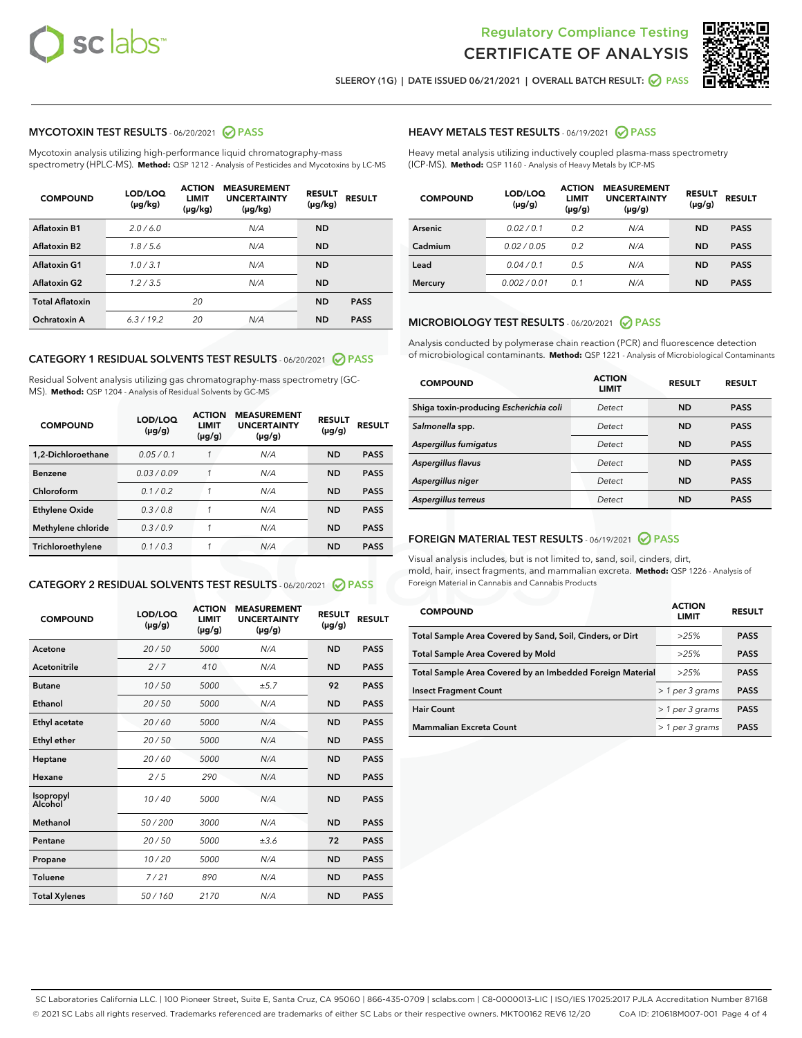Regulatory Compliance Testing

# CERTIFICATE OF ANALYSIS

SLEEROY (1G) | DATE ISSUED 06/21/2021 | OVERALL BATCH RESULT: PASS

## MYCOTOXIN TEST RESULTS - 06/20/2021 PASS

Mycotoxin analysis utilizing high-performance liquid chromatography-mass spectrometry (HPLC-MS). **Method:** QSP 1212 - Analysis of Pesticides and Mycotoxins by LC-MS

| COMPOUND | LOD/LOQ (µg/kg) | ACTION LIMIT (µg/kg) | MEASUREMENT UNCERTAINTY (µg/kg) | RESULT (µg/kg) | RESULT |
|---|---|---|---|---|---|
| Aflatoxin B1 | 2.0 / 6.0 | | N/A | ND | |
| Aflatoxin B2 | 1.8 / 5.6 | | N/A | ND | |
| Aflatoxin G1 | 1.0 / 3.1 | | N/A | ND | |
| Aflatoxin G2 | 1.2 / 3.5 | | N/A | ND | |
| Total Aflatoxin | | 20 | | ND | PASS |
| Ochratoxin A | 6.3 / 19.2 | 20 | N/A | ND | PASS |

## CATEGORY 1 RESIDUAL SOLVENTS TEST RESULTS - 06/20/2021 PASS

Residual Solvent analysis utilizing gas chromatography-mass spectrometry (GC-MS). **Method:** QSP 1204 - Analysis of Residual Solvents by GC-MS

| COMPOUND | LOD/LOQ (µg/g) | ACTION LIMIT (µg/g) | MEASUREMENT UNCERTAINTY (µg/g) | RESULT (µg/g) | RESULT |
|---|---|---|---|---|---|
| 1,2-Dichloroethane | 0.05 / 0.1 | 1 | N/A | ND | PASS |
| Benzene | 0.03 / 0.09 | 1 | N/A | ND | PASS |
| Chloroform | 0.1 / 0.2 | 1 | N/A | ND | PASS |
| Ethylene Oxide | 0.3 / 0.8 | 1 | N/A | ND | PASS |
| Methylene chloride | 0.3 / 0.9 | 1 | N/A | ND | PASS |
| Trichloroethylene | 0.1 / 0.3 | 1 | N/A | ND | PASS |

## CATEGORY 2 RESIDUAL SOLVENTS TEST RESULTS - 06/20/2021 PASS

| COMPOUND | LOD/LOQ (µg/g) | ACTION LIMIT (µg/g) | MEASUREMENT UNCERTAINTY (µg/g) | RESULT (µg/g) | RESULT |
|---|---|---|---|---|---|
| Acetone | 20 / 50 | 5000 | N/A | ND | PASS |
| Acetonitrile | 2 / 7 | 410 | N/A | ND | PASS |
| Butane | 10 / 50 | 5000 | ±5.7 | 92 | PASS |
| Ethanol | 20 / 50 | 5000 | N/A | ND | PASS |
| Ethyl acetate | 20 / 60 | 5000 | N/A | ND | PASS |
| Ethyl ether | 20 / 50 | 5000 | N/A | ND | PASS |
| Heptane | 20 / 60 | 5000 | N/A | ND | PASS |
| Hexane | 2 / 5 | 290 | N/A | ND | PASS |
| Isopropyl Alcohol | 10 / 40 | 5000 | N/A | ND | PASS |
| Methanol | 50 / 200 | 3000 | N/A | ND | PASS |
| Pentane | 20 / 50 | 5000 | ±3.6 | 72 | PASS |
| Propane | 10 / 20 | 5000 | N/A | ND | PASS |
| Toluene | 7 / 21 | 890 | N/A | ND | PASS |
| Total Xylenes | 50 / 160 | 2170 | N/A | ND | PASS |

## HEAVY METALS TEST RESULTS - 06/19/2021 PASS

Heavy metal analysis utilizing inductively coupled plasma-mass spectrometry (ICP-MS). **Method:** QSP 1160 - Analysis of Heavy Metals by ICP-MS

| COMPOUND | LOD/LOQ (µg/g) | ACTION LIMIT (µg/g) | MEASUREMENT UNCERTAINTY (µg/g) | RESULT (µg/g) | RESULT |
|---|---|---|---|---|---|
| Arsenic | 0.02 / 0.1 | 0.2 | N/A | ND | PASS |
| Cadmium | 0.02 / 0.05 | 0.2 | N/A | ND | PASS |
| Lead | 0.04 / 0.1 | 0.5 | N/A | ND | PASS |
| Mercury | 0.002 / 0.01 | 0.1 | N/A | ND | PASS |

## MICROBIOLOGY TEST RESULTS - 06/20/2021 PASS

Analysis conducted by polymerase chain reaction (PCR) and fluorescence detection of microbiological contaminants. **Method:** QSP 1221 - Analysis of Microbiological Contaminants

| COMPOUND | ACTION LIMIT | RESULT | RESULT |
|---|---|---|---|
| Shiga toxin-producing *Escherichia coli* | Detect | ND | PASS |
| *Salmonella* spp. | Detect | ND | PASS |
| *Aspergillus fumigatus* | Detect | ND | PASS |
| *Aspergillus flavus* | Detect | ND | PASS |
| *Aspergillus niger* | Detect | ND | PASS |
| *Aspergillus terreus* | Detect | ND | PASS |

## FOREIGN MATERIAL TEST RESULTS - 06/19/2021 PASS

Visual analysis includes, but is not limited to, sand, soil, cinders, dirt, mold, hair, insect fragments, and mammalian excreta. **Method:** QSP 1226 - Analysis of Foreign Material in Cannabis and Cannabis Products

| COMPOUND | ACTION LIMIT | RESULT |
|---|---|---|
| Total Sample Area Covered by Sand, Soil, Cinders, or Dirt | >25% | PASS |
| Total Sample Area Covered by Mold | >25% | PASS |
| Total Sample Area Covered by an Imbedded Foreign Material | >25% | PASS |
| Insect Fragment Count | > 1 per 3 grams | PASS |
| Hair Count | > 1 per 3 grams | PASS |
| Mammalian Excreta Count | > 1 per 3 grams | PASS |

SC Laboratories California LLC. | 100 Pioneer Street, Suite E, Santa Cruz, CA 95060 | 866-435-0709 | sclabs.com | C8-0000013-LIC | ISO/IES 17025:2017 PJLA Accreditation Number 87168
© 2021 SC Labs all rights reserved. Trademarks referenced are trademarks of either SC Labs or their respective owners. MKT00162 REV6 12/20 CoA ID: 210618M007-001